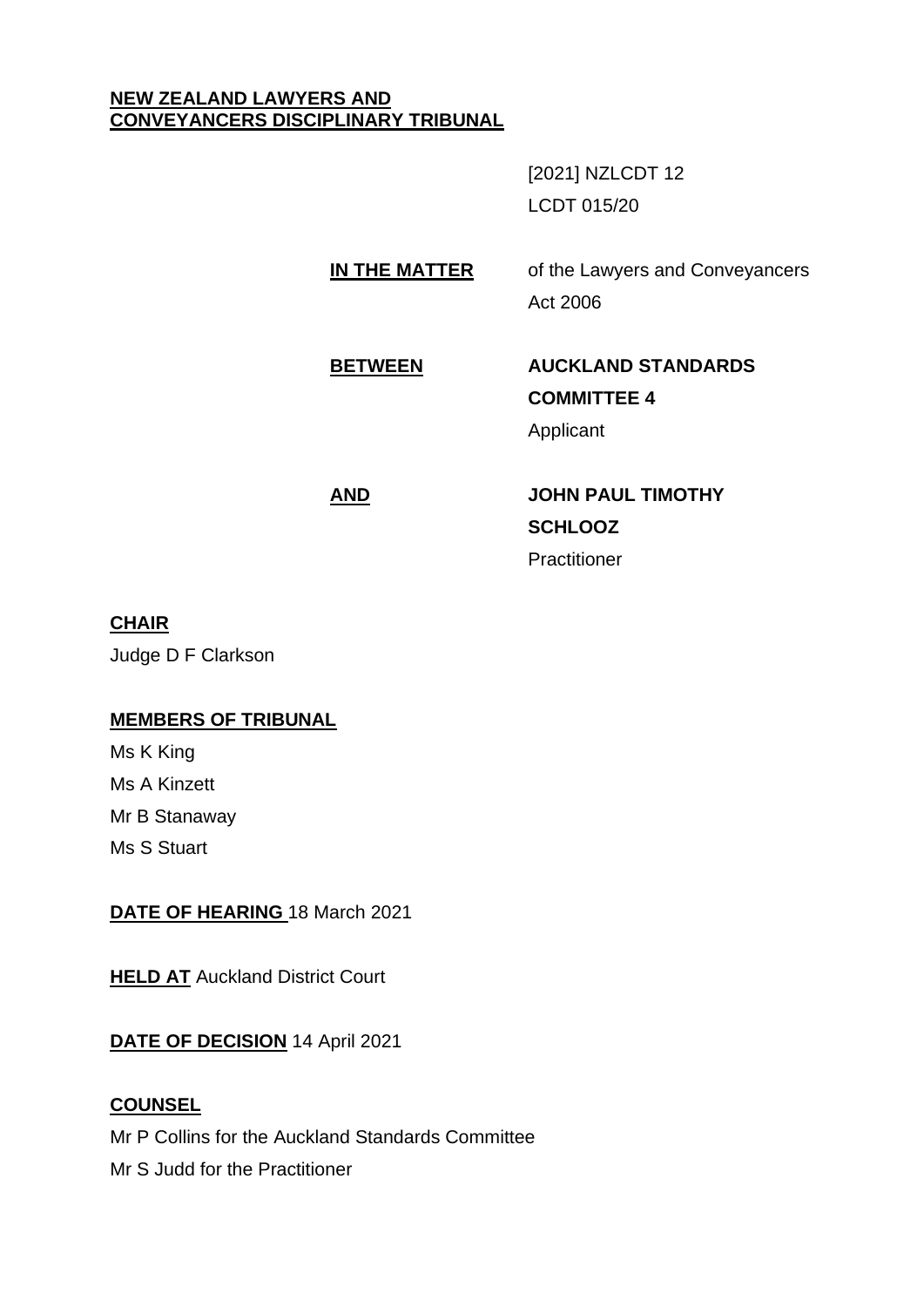**NEW ZEALAND LAWYERS AND CONVEYANCERS DISCIPLINARY TRIBUNAL**

[2021] NZLCDT 12

LCDT 015/20

**IN THE MATTER** of the Lawyers and Conveyancers Act 2006

**BETWEEN** **AUCKLAND STANDARDS COMMITTEE 4**
Applicant

**AND** **JOHN PAUL TIMOTHY SCHLOOZ**
Practitioner

**CHAIR**

Judge D F Clarkson

**MEMBERS OF TRIBUNAL**

Ms K King

Ms A Kinzett

Mr B Stanaway

Ms S Stuart

**DATE OF HEARING** 18 March 2021

**HELD AT** Auckland District Court

**DATE OF DECISION** 14 April 2021

**COUNSEL**

Mr P Collins for the Auckland Standards Committee

Mr S Judd for the Practitioner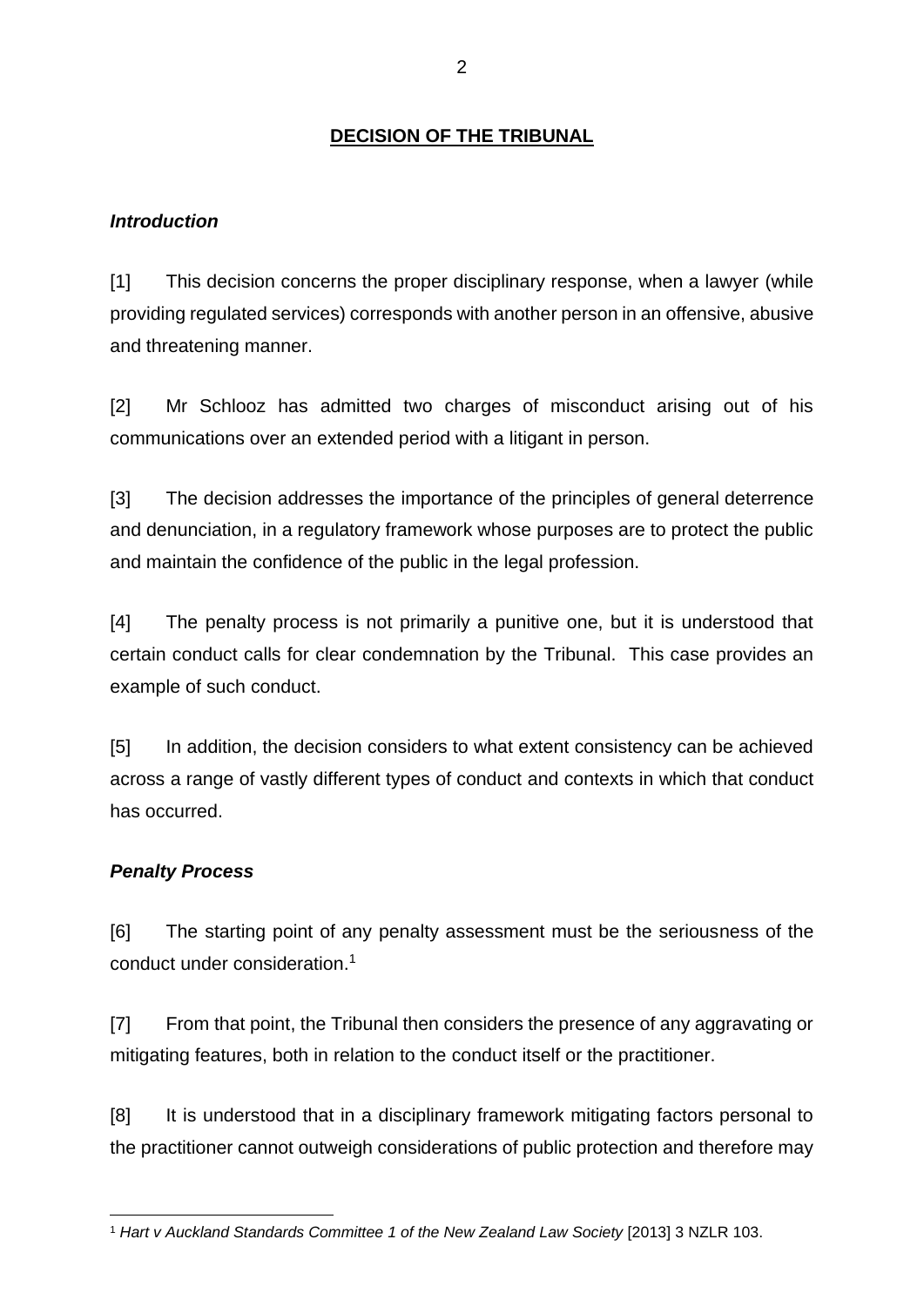## DECISION OF THE TRIBUNAL

### *Introduction*

[1] This decision concerns the proper disciplinary response, when a lawyer (while providing regulated services) corresponds with another person in an offensive, abusive and threatening manner.

[2] Mr Schlooz has admitted two charges of misconduct arising out of his communications over an extended period with a litigant in person.

[3] The decision addresses the importance of the principles of general deterrence and denunciation, in a regulatory framework whose purposes are to protect the public and maintain the confidence of the public in the legal profession.

[4] The penalty process is not primarily a punitive one, but it is understood that certain conduct calls for clear condemnation by the Tribunal. This case provides an example of such conduct.

[5] In addition, the decision considers to what extent consistency can be achieved across a range of vastly different types of conduct and contexts in which that conduct has occurred.

### *Penalty Process*

[6] The starting point of any penalty assessment must be the seriousness of the conduct under consideration.[1]

[7] From that point, the Tribunal then considers the presence of any aggravating or mitigating features, both in relation to the conduct itself or the practitioner.

[8] It is understood that in a disciplinary framework mitigating factors personal to the practitioner cannot outweigh considerations of public protection and therefore may

---

[1] *Hart v Auckland Standards Committee 1 of the New Zealand Law Society* [2013] 3 NZLR 103.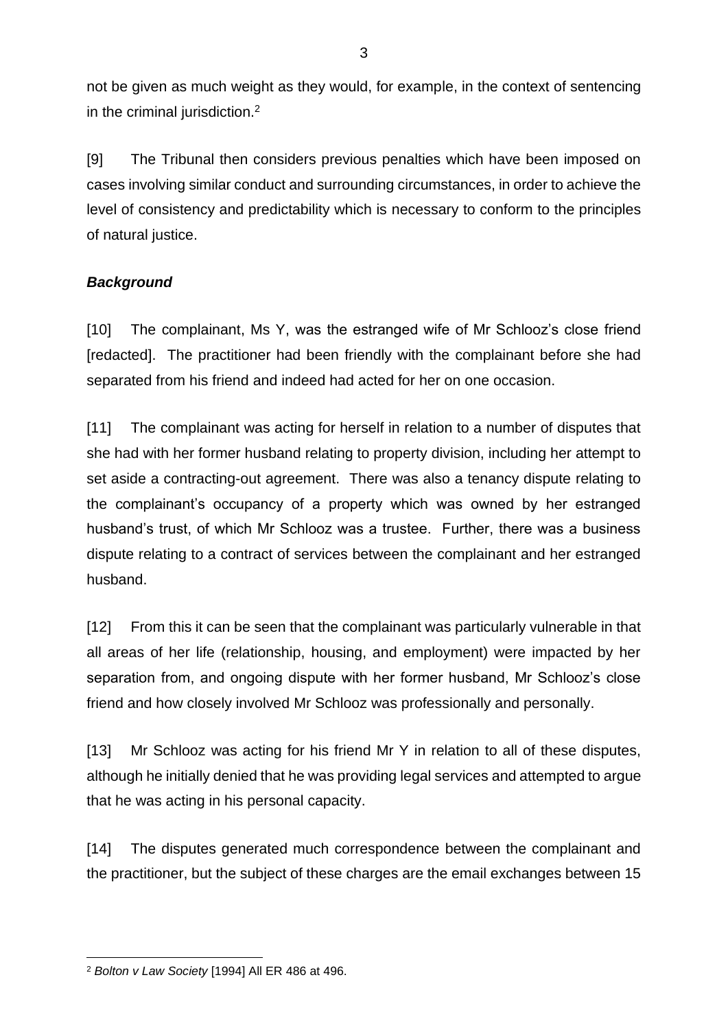not be given as much weight as they would, for example, in the context of sentencing in the criminal jurisdiction.[2]

[9] The Tribunal then considers previous penalties which have been imposed on cases involving similar conduct and surrounding circumstances, in order to achieve the level of consistency and predictability which is necessary to conform to the principles of natural justice.

***Background***

[10] The complainant, Ms Y, was the estranged wife of Mr Schlooz's close friend [redacted]. The practitioner had been friendly with the complainant before she had separated from his friend and indeed had acted for her on one occasion.

[11] The complainant was acting for herself in relation to a number of disputes that she had with her former husband relating to property division, including her attempt to set aside a contracting-out agreement. There was also a tenancy dispute relating to the complainant's occupancy of a property which was owned by her estranged husband's trust, of which Mr Schlooz was a trustee. Further, there was a business dispute relating to a contract of services between the complainant and her estranged husband.

[12] From this it can be seen that the complainant was particularly vulnerable in that all areas of her life (relationship, housing, and employment) were impacted by her separation from, and ongoing dispute with her former husband, Mr Schlooz's close friend and how closely involved Mr Schlooz was professionally and personally.

[13] Mr Schlooz was acting for his friend Mr Y in relation to all of these disputes, although he initially denied that he was providing legal services and attempted to argue that he was acting in his personal capacity.

[14] The disputes generated much correspondence between the complainant and the practitioner, but the subject of these charges are the email exchanges between 15

[2] *Bolton v Law Society* [1994] All ER 486 at 496.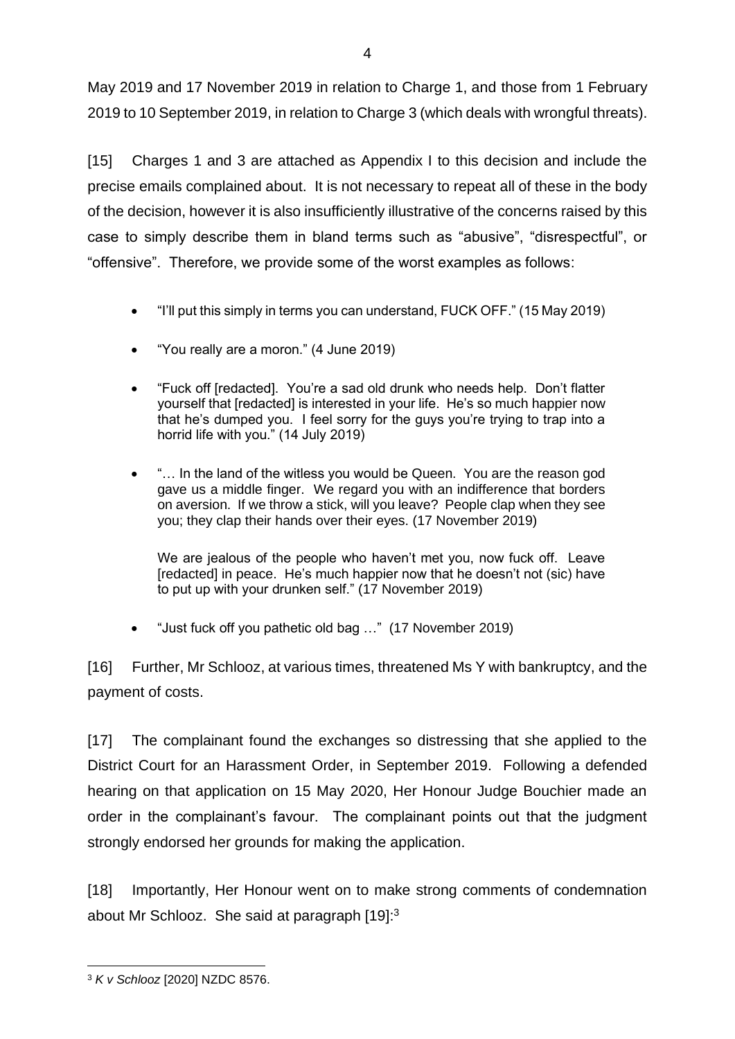May 2019 and 17 November 2019 in relation to Charge 1, and those from 1 February 2019 to 10 September 2019, in relation to Charge 3 (which deals with wrongful threats).

[15] Charges 1 and 3 are attached as Appendix I to this decision and include the precise emails complained about. It is not necessary to repeat all of these in the body of the decision, however it is also insufficiently illustrative of the concerns raised by this case to simply describe them in bland terms such as "abusive", "disrespectful", or "offensive". Therefore, we provide some of the worst examples as follows:

- "I'll put this simply in terms you can understand, FUCK OFF." (15 May 2019)
- "You really are a moron." (4 June 2019)
- "Fuck off [redacted]. You're a sad old drunk who needs help. Don't flatter yourself that [redacted] is interested in your life. He's so much happier now that he's dumped you. I feel sorry for the guys you're trying to trap into a horrid life with you." (14 July 2019)
- "… In the land of the witless you would be Queen. You are the reason god gave us a middle finger. We regard you with an indifference that borders on aversion. If we throw a stick, will you leave? People clap when they see you; they clap their hands over their eyes. (17 November 2019)

  We are jealous of the people who haven't met you, now fuck off. Leave [redacted] in peace. He's much happier now that he doesn't not (sic) have to put up with your drunken self." (17 November 2019)
- "Just fuck off you pathetic old bag …" (17 November 2019)

[16] Further, Mr Schlooz, at various times, threatened Ms Y with bankruptcy, and the payment of costs.

[17] The complainant found the exchanges so distressing that she applied to the District Court for an Harassment Order, in September 2019. Following a defended hearing on that application on 15 May 2020, Her Honour Judge Bouchier made an order in the complainant's favour. The complainant points out that the judgment strongly endorsed her grounds for making the application.

[18] Importantly, Her Honour went on to make strong comments of condemnation about Mr Schlooz. She said at paragraph [19]:[3]

[3] *K v Schlooz* [2020] NZDC 8576.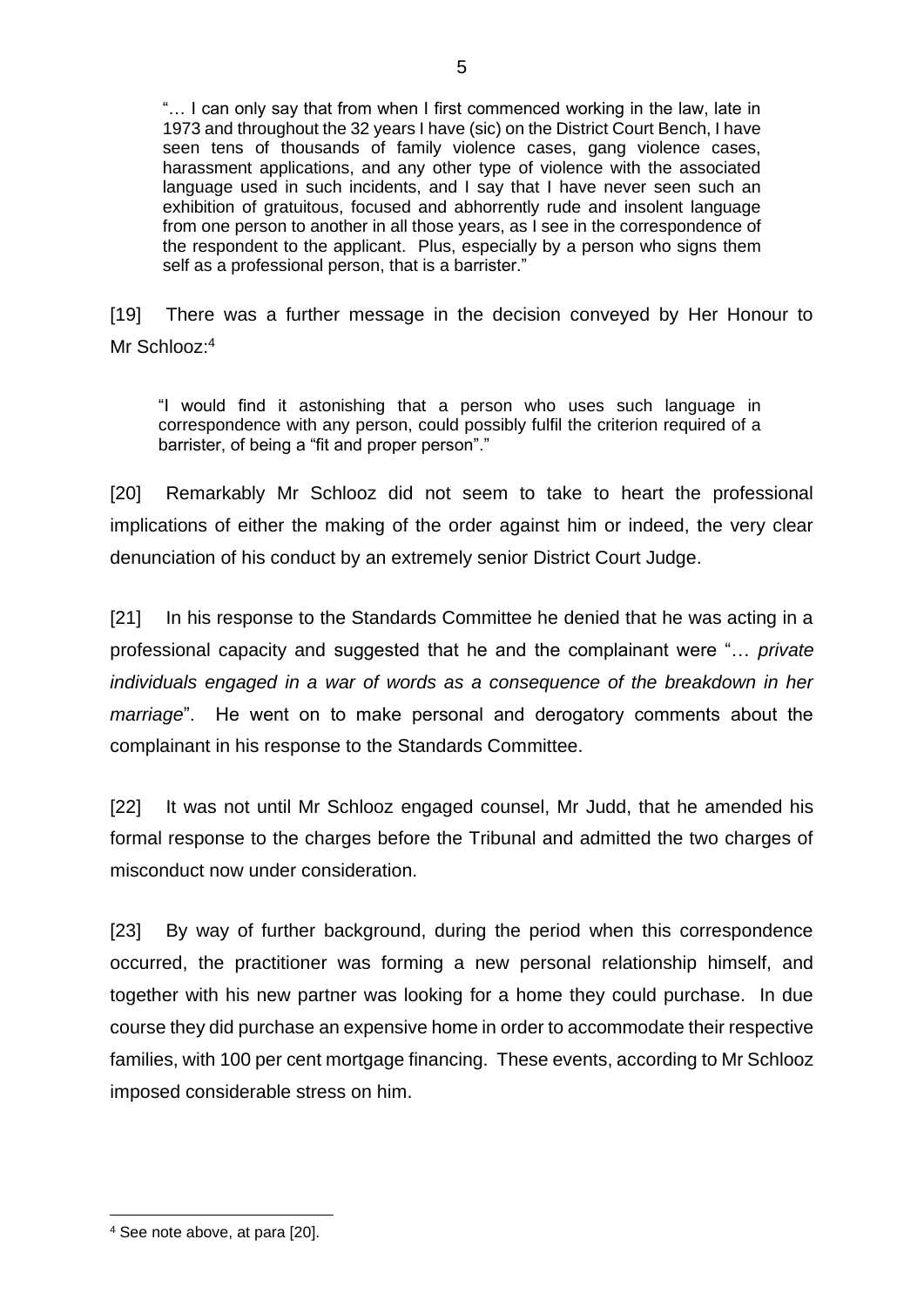> "… I can only say that from when I first commenced working in the law, late in 1973 and throughout the 32 years I have (sic) on the District Court Bench, I have seen tens of thousands of family violence cases, gang violence cases, harassment applications, and any other type of violence with the associated language used in such incidents, and I say that I have never seen such an exhibition of gratuitous, focused and abhorrently rude and insolent language from one person to another in all those years, as I see in the correspondence of the respondent to the applicant. Plus, especially by a person who signs them self as a professional person, that is a barrister."

[19] There was a further message in the decision conveyed by Her Honour to Mr Schlooz:[4]

> "I would find it astonishing that a person who uses such language in correspondence with any person, could possibly fulfil the criterion required of a barrister, of being a "fit and proper person"."

[20] Remarkably Mr Schlooz did not seem to take to heart the professional implications of either the making of the order against him or indeed, the very clear denunciation of his conduct by an extremely senior District Court Judge.

[21] In his response to the Standards Committee he denied that he was acting in a professional capacity and suggested that he and the complainant were "… *private individuals engaged in a war of words as a consequence of the breakdown in her marriage*". He went on to make personal and derogatory comments about the complainant in his response to the Standards Committee.

[22] It was not until Mr Schlooz engaged counsel, Mr Judd, that he amended his formal response to the charges before the Tribunal and admitted the two charges of misconduct now under consideration.

[23] By way of further background, during the period when this correspondence occurred, the practitioner was forming a new personal relationship himself, and together with his new partner was looking for a home they could purchase. In due course they did purchase an expensive home in order to accommodate their respective families, with 100 per cent mortgage financing. These events, according to Mr Schlooz imposed considerable stress on him.

---

[4] See note above, at para [20].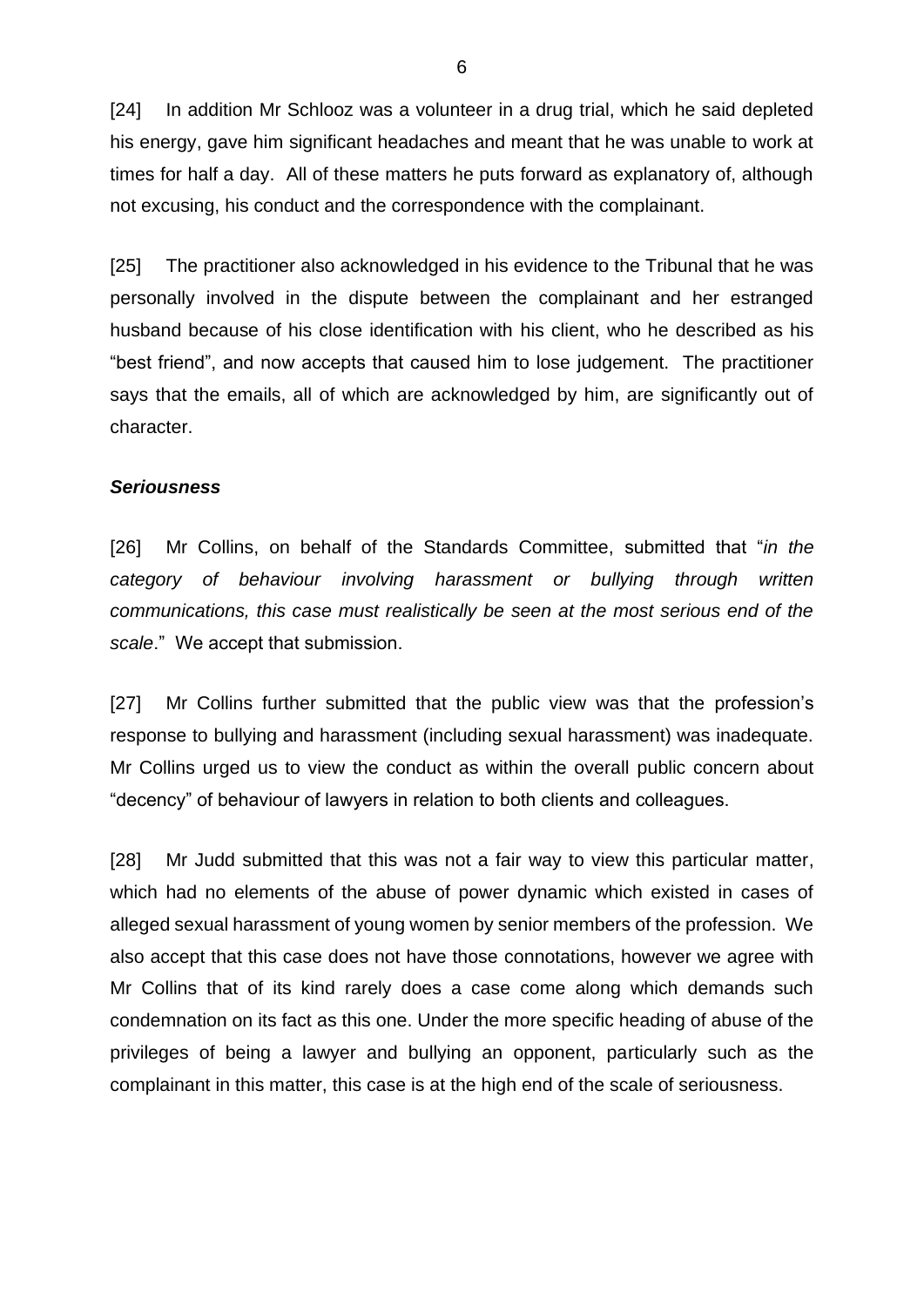[24] In addition Mr Schlooz was a volunteer in a drug trial, which he said depleted his energy, gave him significant headaches and meant that he was unable to work at times for half a day. All of these matters he puts forward as explanatory of, although not excusing, his conduct and the correspondence with the complainant.

[25] The practitioner also acknowledged in his evidence to the Tribunal that he was personally involved in the dispute between the complainant and her estranged husband because of his close identification with his client, who he described as his "best friend", and now accepts that caused him to lose judgement. The practitioner says that the emails, all of which are acknowledged by him, are significantly out of character.

### *Seriousness*

[26] Mr Collins, on behalf of the Standards Committee, submitted that "*in the category of behaviour involving harassment or bullying through written communications, this case must realistically be seen at the most serious end of the scale*." We accept that submission.

[27] Mr Collins further submitted that the public view was that the profession's response to bullying and harassment (including sexual harassment) was inadequate. Mr Collins urged us to view the conduct as within the overall public concern about "decency" of behaviour of lawyers in relation to both clients and colleagues.

[28] Mr Judd submitted that this was not a fair way to view this particular matter, which had no elements of the abuse of power dynamic which existed in cases of alleged sexual harassment of young women by senior members of the profession. We also accept that this case does not have those connotations, however we agree with Mr Collins that of its kind rarely does a case come along which demands such condemnation on its fact as this one. Under the more specific heading of abuse of the privileges of being a lawyer and bullying an opponent, particularly such as the complainant in this matter, this case is at the high end of the scale of seriousness.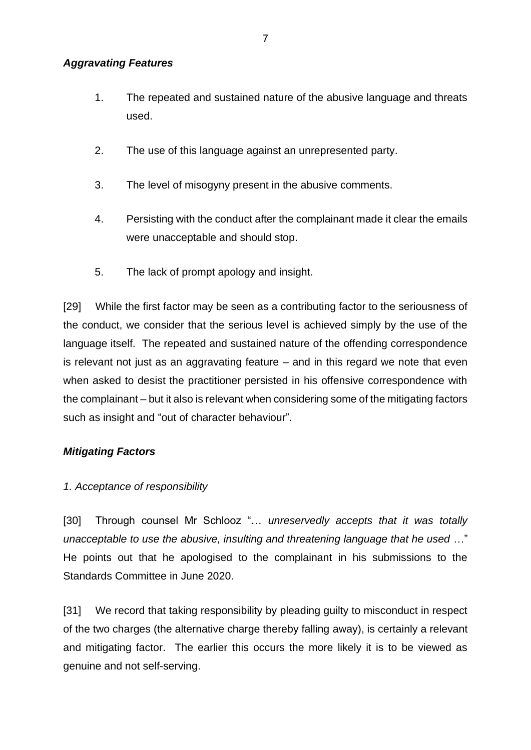### *Aggravating Features*

1. The repeated and sustained nature of the abusive language and threats used.

2. The use of this language against an unrepresented party.

3. The level of misogyny present in the abusive comments.

4. Persisting with the conduct after the complainant made it clear the emails were unacceptable and should stop.

5. The lack of prompt apology and insight.

[29] While the first factor may be seen as a contributing factor to the seriousness of the conduct, we consider that the serious level is achieved simply by the use of the language itself. The repeated and sustained nature of the offending correspondence is relevant not just as an aggravating feature – and in this regard we note that even when asked to desist the practitioner persisted in his offensive correspondence with the complainant – but it also is relevant when considering some of the mitigating factors such as insight and "out of character behaviour".

### *Mitigating Factors*

*1. Acceptance of responsibility*

[30] Through counsel Mr Schlooz "… *unreservedly accepts that it was totally unacceptable to use the abusive, insulting and threatening language that he used* …" He points out that he apologised to the complainant in his submissions to the Standards Committee in June 2020.

[31] We record that taking responsibility by pleading guilty to misconduct in respect of the two charges (the alternative charge thereby falling away), is certainly a relevant and mitigating factor. The earlier this occurs the more likely it is to be viewed as genuine and not self-serving.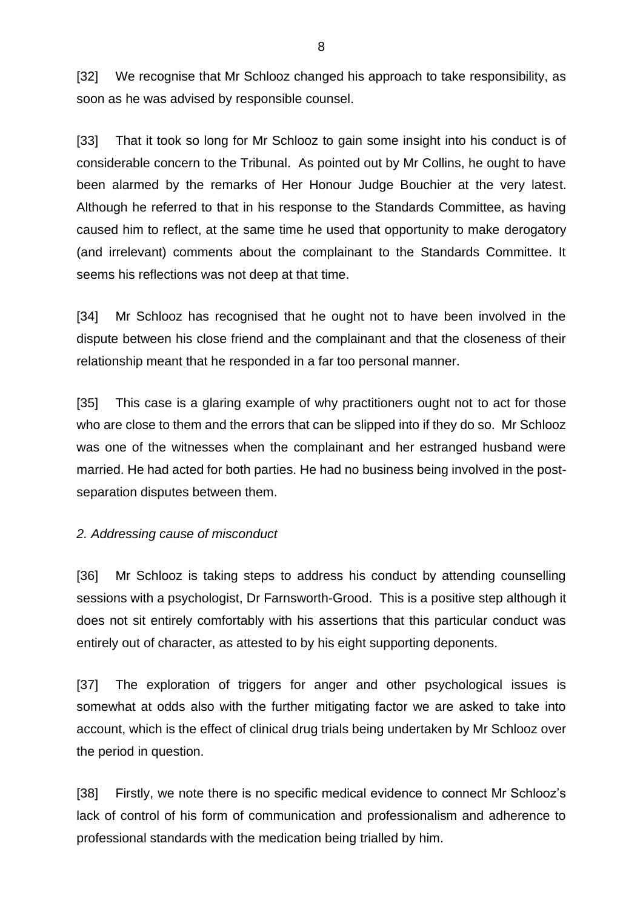[32] We recognise that Mr Schlooz changed his approach to take responsibility, as soon as he was advised by responsible counsel.

[33] That it took so long for Mr Schlooz to gain some insight into his conduct is of considerable concern to the Tribunal. As pointed out by Mr Collins, he ought to have been alarmed by the remarks of Her Honour Judge Bouchier at the very latest. Although he referred to that in his response to the Standards Committee, as having caused him to reflect, at the same time he used that opportunity to make derogatory (and irrelevant) comments about the complainant to the Standards Committee. It seems his reflections was not deep at that time.

[34] Mr Schlooz has recognised that he ought not to have been involved in the dispute between his close friend and the complainant and that the closeness of their relationship meant that he responded in a far too personal manner.

[35] This case is a glaring example of why practitioners ought not to act for those who are close to them and the errors that can be slipped into if they do so. Mr Schlooz was one of the witnesses when the complainant and her estranged husband were married. He had acted for both parties. He had no business being involved in the post-separation disputes between them.

*2. Addressing cause of misconduct*

[36] Mr Schlooz is taking steps to address his conduct by attending counselling sessions with a psychologist, Dr Farnsworth-Grood. This is a positive step although it does not sit entirely comfortably with his assertions that this particular conduct was entirely out of character, as attested to by his eight supporting deponents.

[37] The exploration of triggers for anger and other psychological issues is somewhat at odds also with the further mitigating factor we are asked to take into account, which is the effect of clinical drug trials being undertaken by Mr Schlooz over the period in question.

[38] Firstly, we note there is no specific medical evidence to connect Mr Schlooz's lack of control of his form of communication and professionalism and adherence to professional standards with the medication being trialled by him.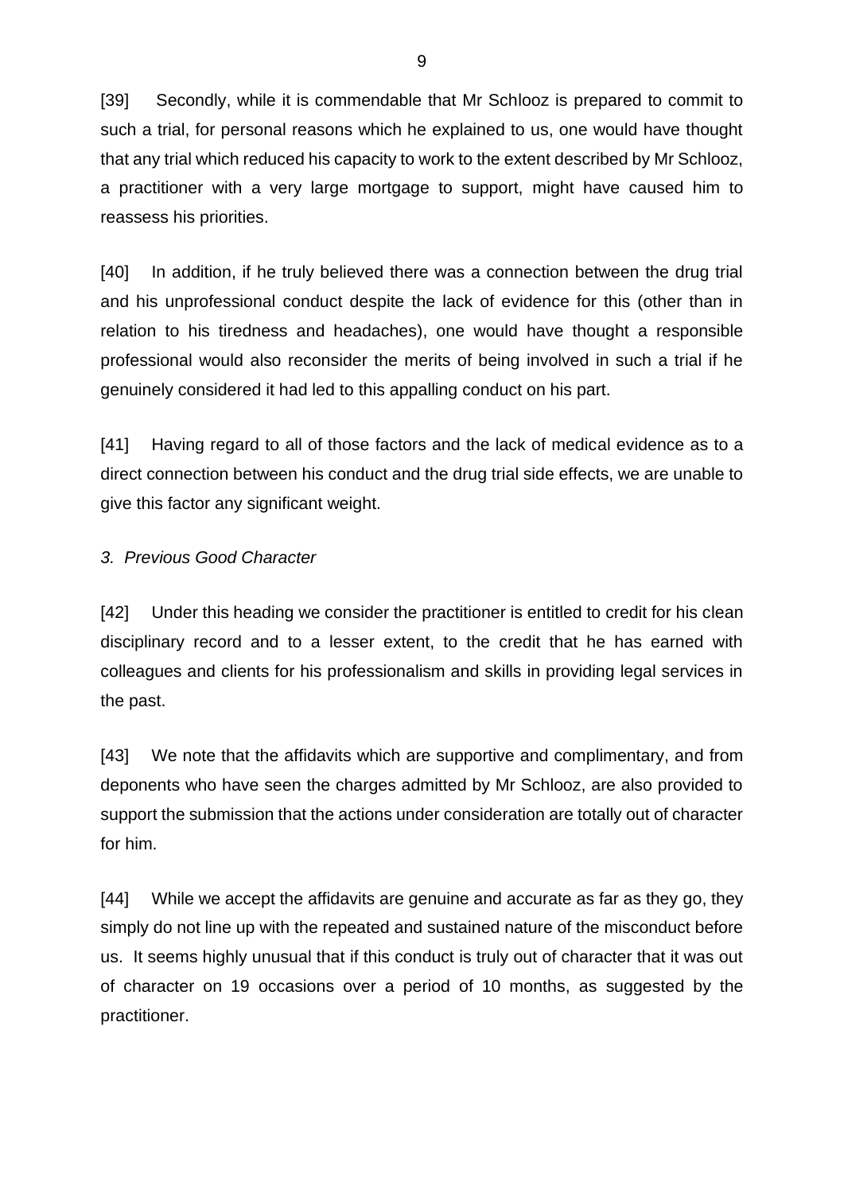[39] Secondly, while it is commendable that Mr Schlooz is prepared to commit to such a trial, for personal reasons which he explained to us, one would have thought that any trial which reduced his capacity to work to the extent described by Mr Schlooz, a practitioner with a very large mortgage to support, might have caused him to reassess his priorities.

[40] In addition, if he truly believed there was a connection between the drug trial and his unprofessional conduct despite the lack of evidence for this (other than in relation to his tiredness and headaches), one would have thought a responsible professional would also reconsider the merits of being involved in such a trial if he genuinely considered it had led to this appalling conduct on his part.

[41] Having regard to all of those factors and the lack of medical evidence as to a direct connection between his conduct and the drug trial side effects, we are unable to give this factor any significant weight.

*3. Previous Good Character*

[42] Under this heading we consider the practitioner is entitled to credit for his clean disciplinary record and to a lesser extent, to the credit that he has earned with colleagues and clients for his professionalism and skills in providing legal services in the past.

[43] We note that the affidavits which are supportive and complimentary, and from deponents who have seen the charges admitted by Mr Schlooz, are also provided to support the submission that the actions under consideration are totally out of character for him.

[44] While we accept the affidavits are genuine and accurate as far as they go, they simply do not line up with the repeated and sustained nature of the misconduct before us. It seems highly unusual that if this conduct is truly out of character that it was out of character on 19 occasions over a period of 10 months, as suggested by the practitioner.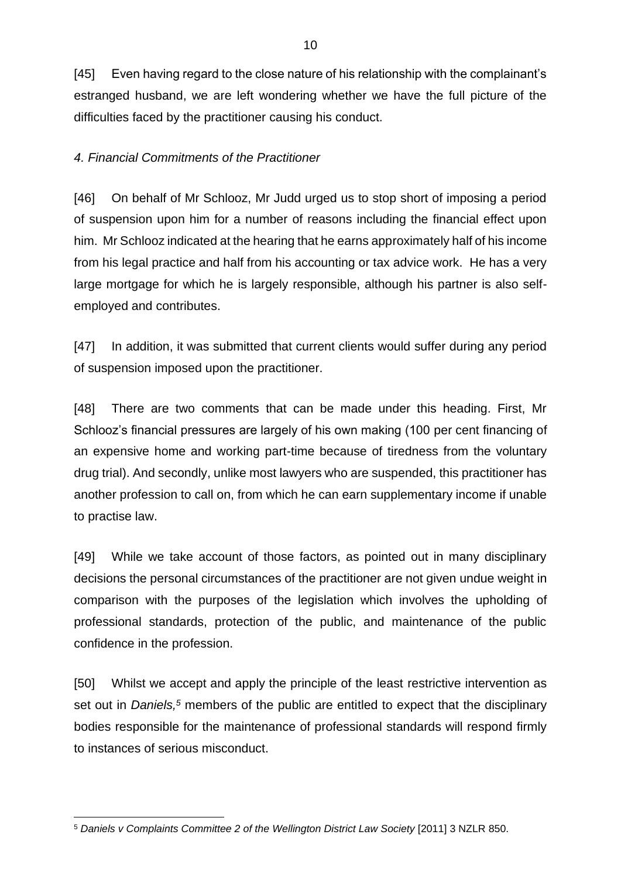[45] Even having regard to the close nature of his relationship with the complainant's estranged husband, we are left wondering whether we have the full picture of the difficulties faced by the practitioner causing his conduct.

*4. Financial Commitments of the Practitioner*

[46] On behalf of Mr Schlooz, Mr Judd urged us to stop short of imposing a period of suspension upon him for a number of reasons including the financial effect upon him. Mr Schlooz indicated at the hearing that he earns approximately half of his income from his legal practice and half from his accounting or tax advice work. He has a very large mortgage for which he is largely responsible, although his partner is also self-employed and contributes.

[47] In addition, it was submitted that current clients would suffer during any period of suspension imposed upon the practitioner.

[48] There are two comments that can be made under this heading. First, Mr Schlooz's financial pressures are largely of his own making (100 per cent financing of an expensive home and working part-time because of tiredness from the voluntary drug trial). And secondly, unlike most lawyers who are suspended, this practitioner has another profession to call on, from which he can earn supplementary income if unable to practise law.

[49] While we take account of those factors, as pointed out in many disciplinary decisions the personal circumstances of the practitioner are not given undue weight in comparison with the purposes of the legislation which involves the upholding of professional standards, protection of the public, and maintenance of the public confidence in the profession.

[50] Whilst we accept and apply the principle of the least restrictive intervention as set out in *Daniels,*[5] members of the public are entitled to expect that the disciplinary bodies responsible for the maintenance of professional standards will respond firmly to instances of serious misconduct.

[5] *Daniels v Complaints Committee 2 of the Wellington District Law Society* [2011] 3 NZLR 850.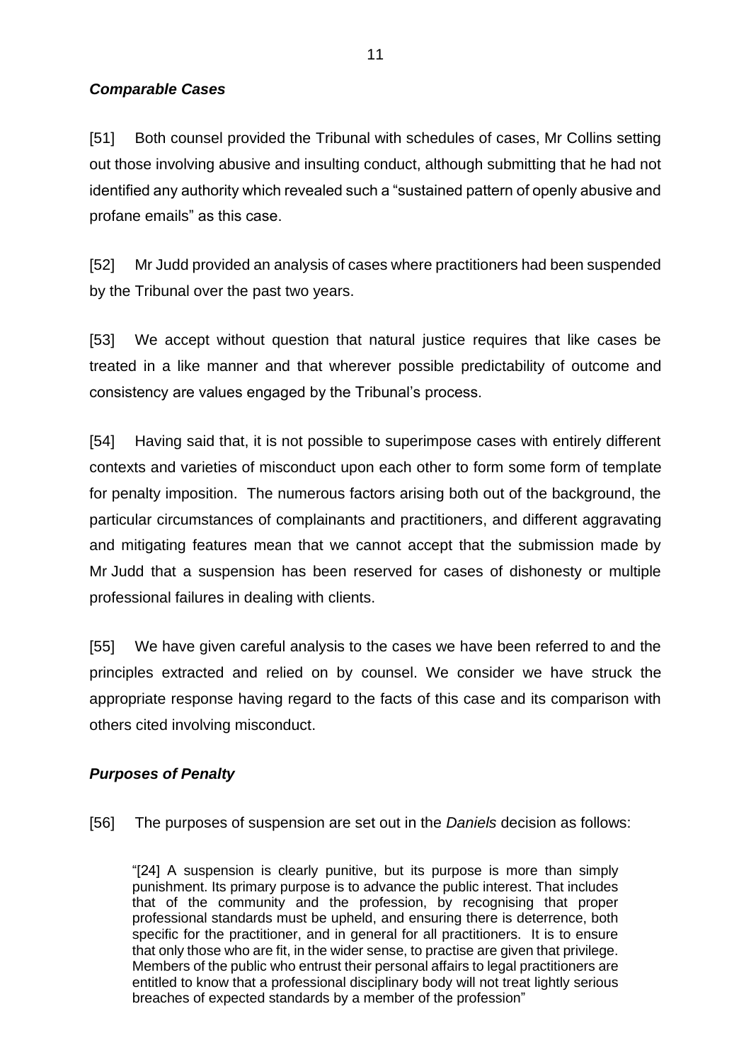### *Comparable Cases*

[51] Both counsel provided the Tribunal with schedules of cases, Mr Collins setting out those involving abusive and insulting conduct, although submitting that he had not identified any authority which revealed such a "sustained pattern of openly abusive and profane emails" as this case.

[52] Mr Judd provided an analysis of cases where practitioners had been suspended by the Tribunal over the past two years.

[53] We accept without question that natural justice requires that like cases be treated in a like manner and that wherever possible predictability of outcome and consistency are values engaged by the Tribunal's process.

[54] Having said that, it is not possible to superimpose cases with entirely different contexts and varieties of misconduct upon each other to form some form of template for penalty imposition. The numerous factors arising both out of the background, the particular circumstances of complainants and practitioners, and different aggravating and mitigating features mean that we cannot accept that the submission made by Mr Judd that a suspension has been reserved for cases of dishonesty or multiple professional failures in dealing with clients.

[55] We have given careful analysis to the cases we have been referred to and the principles extracted and relied on by counsel. We consider we have struck the appropriate response having regard to the facts of this case and its comparison with others cited involving misconduct.

### *Purposes of Penalty*

[56] The purposes of suspension are set out in the *Daniels* decision as follows:

> "[24] A suspension is clearly punitive, but its purpose is more than simply punishment. Its primary purpose is to advance the public interest. That includes that of the community and the profession, by recognising that proper professional standards must be upheld, and ensuring there is deterrence, both specific for the practitioner, and in general for all practitioners. It is to ensure that only those who are fit, in the wider sense, to practise are given that privilege. Members of the public who entrust their personal affairs to legal practitioners are entitled to know that a professional disciplinary body will not treat lightly serious breaches of expected standards by a member of the profession"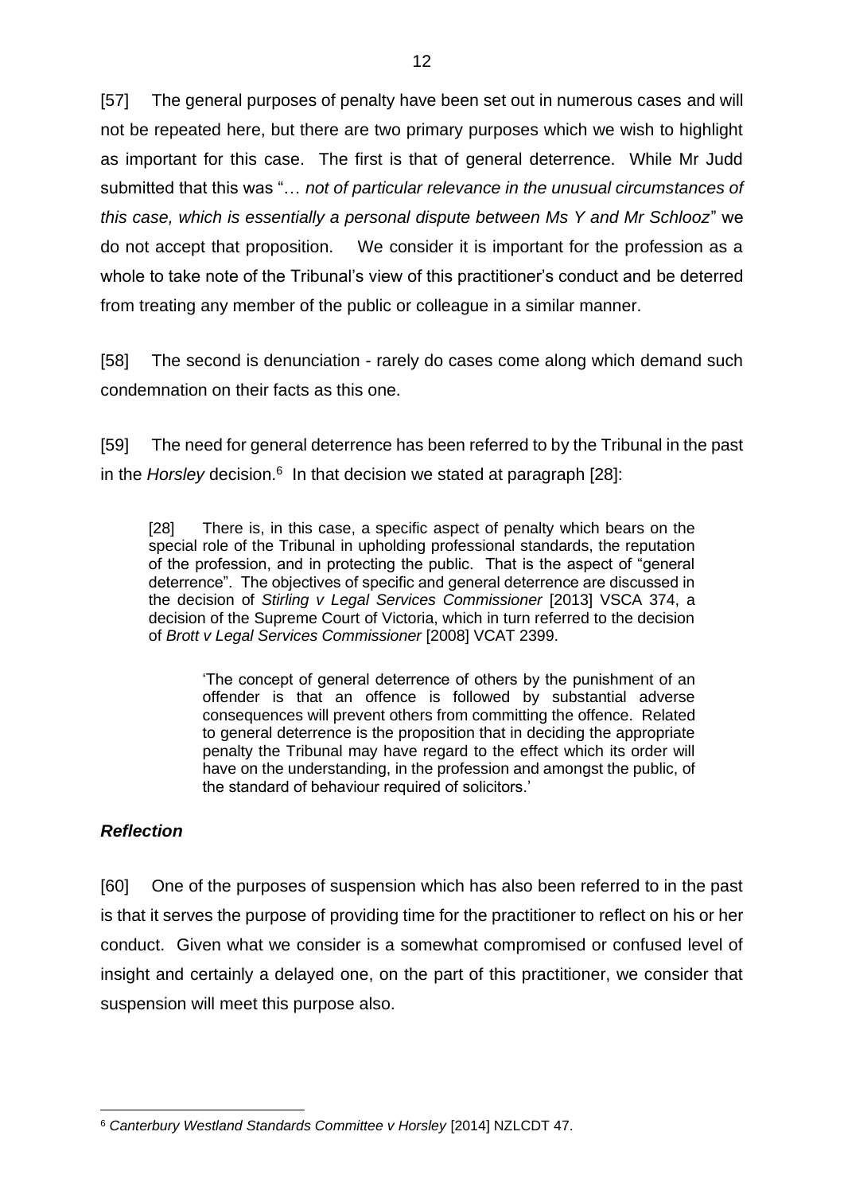[57] The general purposes of penalty have been set out in numerous cases and will not be repeated here, but there are two primary purposes which we wish to highlight as important for this case. The first is that of general deterrence. While Mr Judd submitted that this was "… *not of particular relevance in the unusual circumstances of this case, which is essentially a personal dispute between Ms Y and Mr Schlooz*" we do not accept that proposition. We consider it is important for the profession as a whole to take note of the Tribunal's view of this practitioner's conduct and be deterred from treating any member of the public or colleague in a similar manner.

[58] The second is denunciation - rarely do cases come along which demand such condemnation on their facts as this one.

[59] The need for general deterrence has been referred to by the Tribunal in the past in the *Horsley* decision.[6] In that decision we stated at paragraph [28]:

> [28] There is, in this case, a specific aspect of penalty which bears on the special role of the Tribunal in upholding professional standards, the reputation of the profession, and in protecting the public. That is the aspect of "general deterrence". The objectives of specific and general deterrence are discussed in the decision of *Stirling v Legal Services Commissioner* [2013] VSCA 374, a decision of the Supreme Court of Victoria, which in turn referred to the decision of *Brott v Legal Services Commissioner* [2008] VCAT 2399.
>
> > 'The concept of general deterrence of others by the punishment of an offender is that an offence is followed by substantial adverse consequences will prevent others from committing the offence. Related to general deterrence is the proposition that in deciding the appropriate penalty the Tribunal may have regard to the effect which its order will have on the understanding, in the profession and amongst the public, of the standard of behaviour required of solicitors.'

### *Reflection*

[60] One of the purposes of suspension which has also been referred to in the past is that it serves the purpose of providing time for the practitioner to reflect on his or her conduct. Given what we consider is a somewhat compromised or confused level of insight and certainly a delayed one, on the part of this practitioner, we consider that suspension will meet this purpose also.

---

[6] *Canterbury Westland Standards Committee v Horsley* [2014] NZLCDT 47.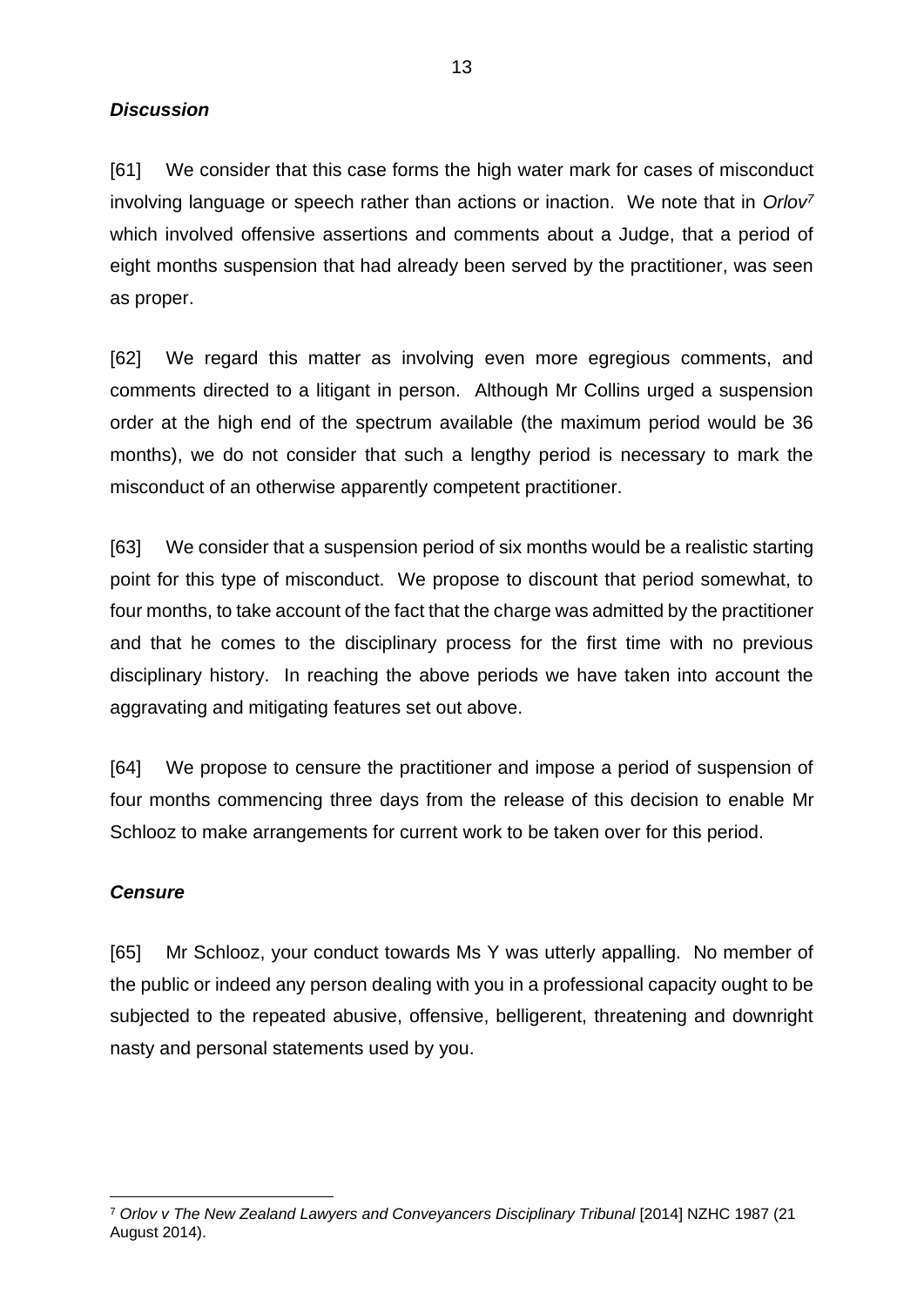### *Discussion*

[61] We consider that this case forms the high water mark for cases of misconduct involving language or speech rather than actions or inaction. We note that in *Orlov*[7] which involved offensive assertions and comments about a Judge, that a period of eight months suspension that had already been served by the practitioner, was seen as proper.

[62] We regard this matter as involving even more egregious comments, and comments directed to a litigant in person. Although Mr Collins urged a suspension order at the high end of the spectrum available (the maximum period would be 36 months), we do not consider that such a lengthy period is necessary to mark the misconduct of an otherwise apparently competent practitioner.

[63] We consider that a suspension period of six months would be a realistic starting point for this type of misconduct. We propose to discount that period somewhat, to four months, to take account of the fact that the charge was admitted by the practitioner and that he comes to the disciplinary process for the first time with no previous disciplinary history. In reaching the above periods we have taken into account the aggravating and mitigating features set out above.

[64] We propose to censure the practitioner and impose a period of suspension of four months commencing three days from the release of this decision to enable Mr Schlooz to make arrangements for current work to be taken over for this period.

### *Censure*

[65] Mr Schlooz, your conduct towards Ms Y was utterly appalling. No member of the public or indeed any person dealing with you in a professional capacity ought to be subjected to the repeated abusive, offensive, belligerent, threatening and downright nasty and personal statements used by you.

---

[7] *Orlov v The New Zealand Lawyers and Conveyancers Disciplinary Tribunal* [2014] NZHC 1987 (21 August 2014).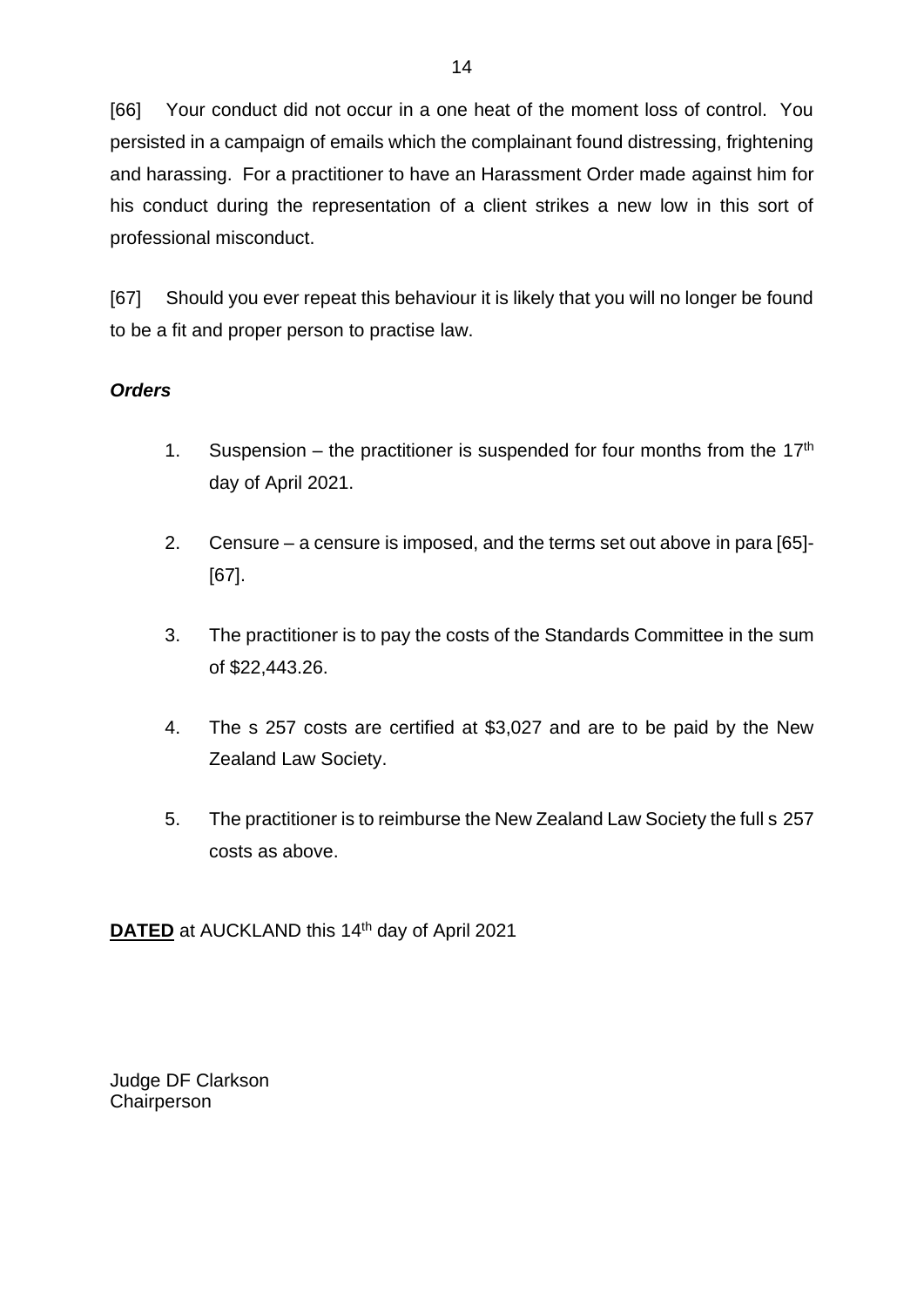[66] Your conduct did not occur in a one heat of the moment loss of control. You persisted in a campaign of emails which the complainant found distressing, frightening and harassing. For a practitioner to have an Harassment Order made against him for his conduct during the representation of a client strikes a new low in this sort of professional misconduct.

[67] Should you ever repeat this behaviour it is likely that you will no longer be found to be a fit and proper person to practise law.

***Orders***

1. Suspension – the practitioner is suspended for four months from the 17th day of April 2021.

2. Censure – a censure is imposed, and the terms set out above in para [65]-[67].

3. The practitioner is to pay the costs of the Standards Committee in the sum of $22,443.26.

4. The s 257 costs are certified at $3,027 and are to be paid by the New Zealand Law Society.

5. The practitioner is to reimburse the New Zealand Law Society the full s 257 costs as above.

**DATED** at AUCKLAND this 14th day of April 2021

Judge DF Clarkson
Chairperson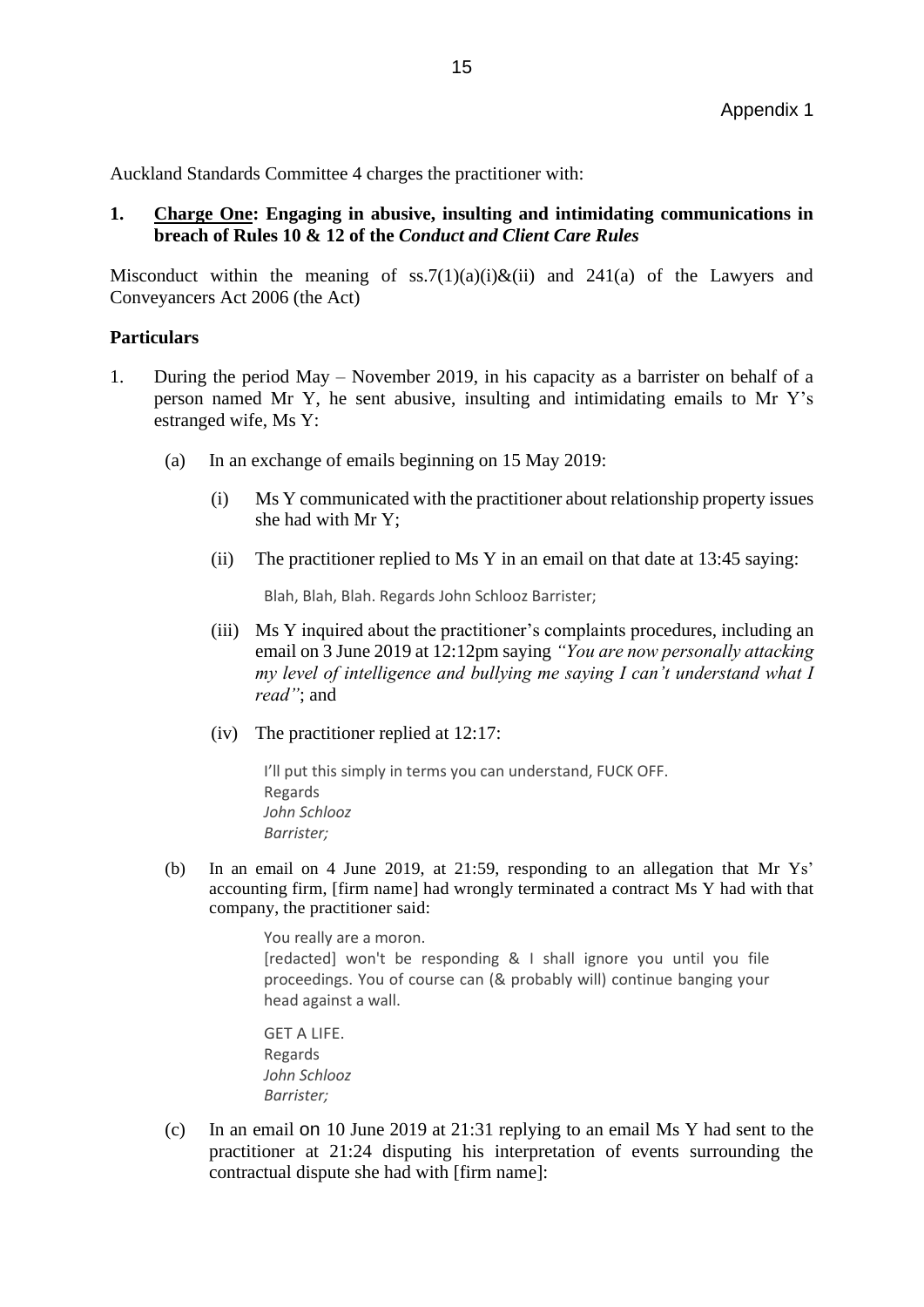Appendix 1

Auckland Standards Committee 4 charges the practitioner with:

**1. Charge One: Engaging in abusive, insulting and intimidating communications in breach of Rules 10 & 12 of the *Conduct and Client Care Rules***

Misconduct within the meaning of ss.7(1)(a)(i)&(ii) and 241(a) of the Lawyers and Conveyancers Act 2006 (the Act)

**Particulars**

1. During the period May – November 2019, in his capacity as a barrister on behalf of a person named Mr Y, he sent abusive, insulting and intimidating emails to Mr Y's estranged wife, Ms Y:

   (a) In an exchange of emails beginning on 15 May 2019:

      (i) Ms Y communicated with the practitioner about relationship property issues she had with Mr Y;

      (ii) The practitioner replied to Ms Y in an email on that date at 13:45 saying:

      > Blah, Blah, Blah. Regards John Schlooz Barrister;

      (iii) Ms Y inquired about the practitioner's complaints procedures, including an email on 3 June 2019 at 12:12pm saying *"You are now personally attacking my level of intelligence and bullying me saying I can't understand what I read"*; and

      (iv) The practitioner replied at 12:17:

      > I'll put this simply in terms you can understand, FUCK OFF.
      > Regards
      > *John Schlooz*
      > *Barrister;*

   (b) In an email on 4 June 2019, at 21:59, responding to an allegation that Mr Ys' accounting firm, [firm name] had wrongly terminated a contract Ms Y had with that company, the practitioner said:

   > You really are a moron.
   > [redacted] won't be responding & I shall ignore you until you file proceedings. You of course can (& probably will) continue banging your head against a wall.
   >
   > GET A LIFE.
   > Regards
   > *John Schlooz*
   > *Barrister;*

   (c) In an email on 10 June 2019 at 21:31 replying to an email Ms Y had sent to the practitioner at 21:24 disputing his interpretation of events surrounding the contractual dispute she had with [firm name]: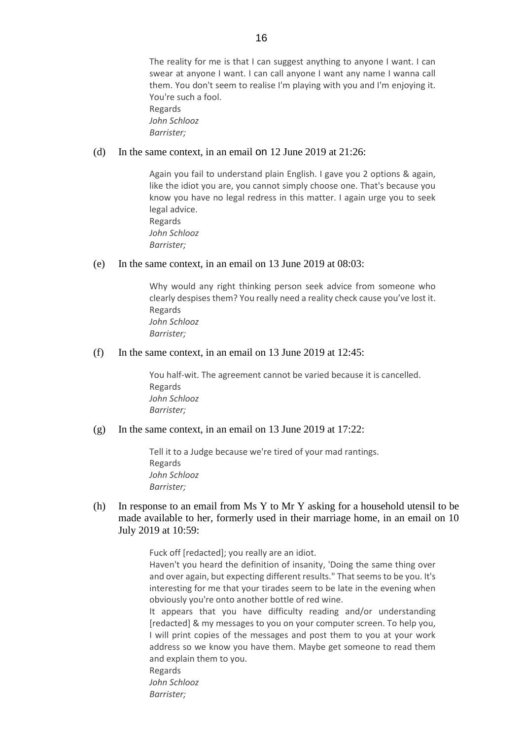> The reality for me is that I can suggest anything to anyone I want. I can swear at anyone I want. I can call anyone I want any name I wanna call them. You don't seem to realise I'm playing with you and I'm enjoying it. You're such a fool.
> Regards
> *John Schlooz*
> *Barrister;*

(d) In the same context, in an email on 12 June 2019 at 21:26:

> Again you fail to understand plain English. I gave you 2 options & again, like the idiot you are, you cannot simply choose one. That's because you know you have no legal redress in this matter. I again urge you to seek legal advice.
> Regards
> *John Schlooz*
> *Barrister;*

(e) In the same context, in an email on 13 June 2019 at 08:03:

> Why would any right thinking person seek advice from someone who clearly despises them? You really need a reality check cause you've lost it.
> Regards
> *John Schlooz*
> *Barrister;*

(f) In the same context, in an email on 13 June 2019 at 12:45:

> You half-wit. The agreement cannot be varied because it is cancelled.
> Regards
> *John Schlooz*
> *Barrister;*

(g) In the same context, in an email on 13 June 2019 at 17:22:

> Tell it to a Judge because we're tired of your mad rantings.
> Regards
> *John Schlooz*
> *Barrister;*

(h) In response to an email from Ms Y to Mr Y asking for a household utensil to be made available to her, formerly used in their marriage home, in an email on 10 July 2019 at 10:59:

> Fuck off [redacted]; you really are an idiot.
> Haven't you heard the definition of insanity, 'Doing the same thing over and over again, but expecting different results." That seems to be you. It's interesting for me that your tirades seem to be late in the evening when obviously you're onto another bottle of red wine.
> It appears that you have difficulty reading and/or understanding [redacted] & my messages to you on your computer screen. To help you, I will print copies of the messages and post them to you at your work address so we know you have them. Maybe get someone to read them and explain them to you.
> Regards
> *John Schlooz*
> *Barrister;*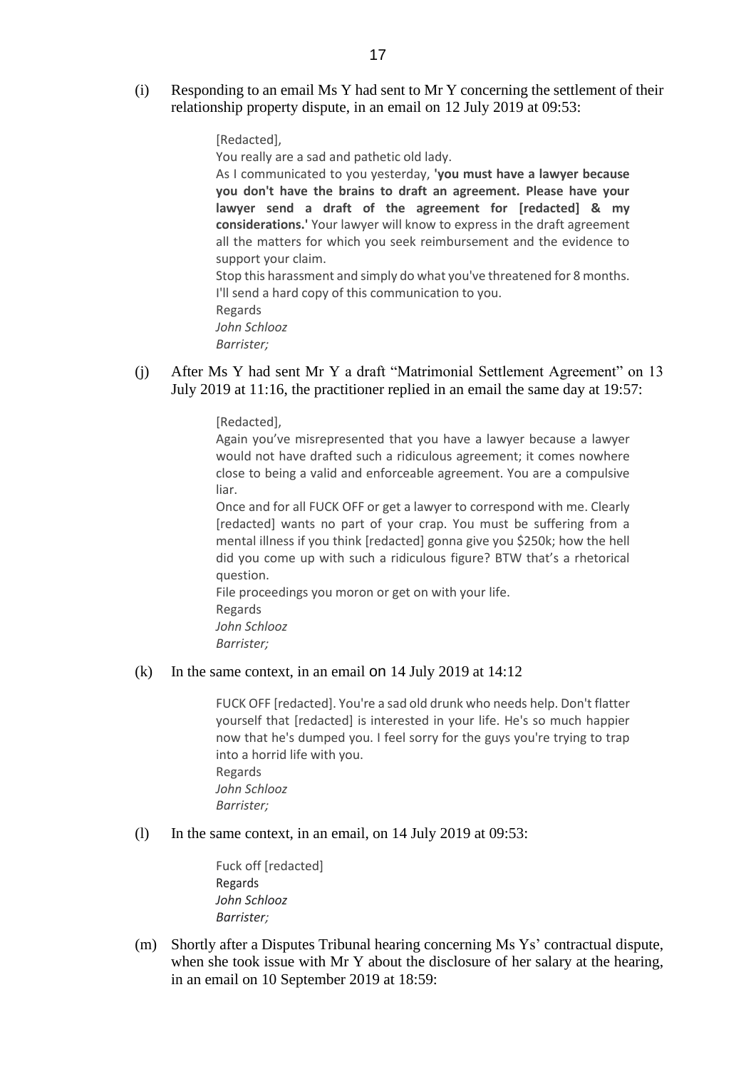(i) Responding to an email Ms Y had sent to Mr Y concerning the settlement of their relationship property dispute, in an email on 12 July 2019 at 09:53:

> [Redacted],
>
> You really are a sad and pathetic old lady.
>
> As I communicated to you yesterday, **'you must have a lawyer because you don't have the brains to draft an agreement. Please have your lawyer send a draft of the agreement for [redacted] & my considerations.'** Your lawyer will know to express in the draft agreement all the matters for which you seek reimbursement and the evidence to support your claim.
>
> Stop this harassment and simply do what you've threatened for 8 months.
>
> I'll send a hard copy of this communication to you.
>
> Regards
>
> *John Schlooz*
>
> *Barrister;*

(j) After Ms Y had sent Mr Y a draft "Matrimonial Settlement Agreement" on 13 July 2019 at 11:16, the practitioner replied in an email the same day at 19:57:

> [Redacted],
>
> Again you've misrepresented that you have a lawyer because a lawyer would not have drafted such a ridiculous agreement; it comes nowhere close to being a valid and enforceable agreement. You are a compulsive liar.
>
> Once and for all FUCK OFF or get a lawyer to correspond with me. Clearly [redacted] wants no part of your crap. You must be suffering from a mental illness if you think [redacted] gonna give you $250k; how the hell did you come up with such a ridiculous figure? BTW that's a rhetorical question.
>
> File proceedings you moron or get on with your life.
>
> Regards
>
> *John Schlooz*
>
> *Barrister;*

(k) In the same context, in an email on 14 July 2019 at 14:12

> FUCK OFF [redacted]. You're a sad old drunk who needs help. Don't flatter yourself that [redacted] is interested in your life. He's so much happier now that he's dumped you. I feel sorry for the guys you're trying to trap into a horrid life with you.
>
> Regards
>
> *John Schlooz*
>
> *Barrister;*

(l) In the same context, in an email, on 14 July 2019 at 09:53:

> Fuck off [redacted]
>
> Regards
>
> *John Schlooz*
>
> *Barrister;*

(m) Shortly after a Disputes Tribunal hearing concerning Ms Ys' contractual dispute, when she took issue with Mr Y about the disclosure of her salary at the hearing, in an email on 10 September 2019 at 18:59: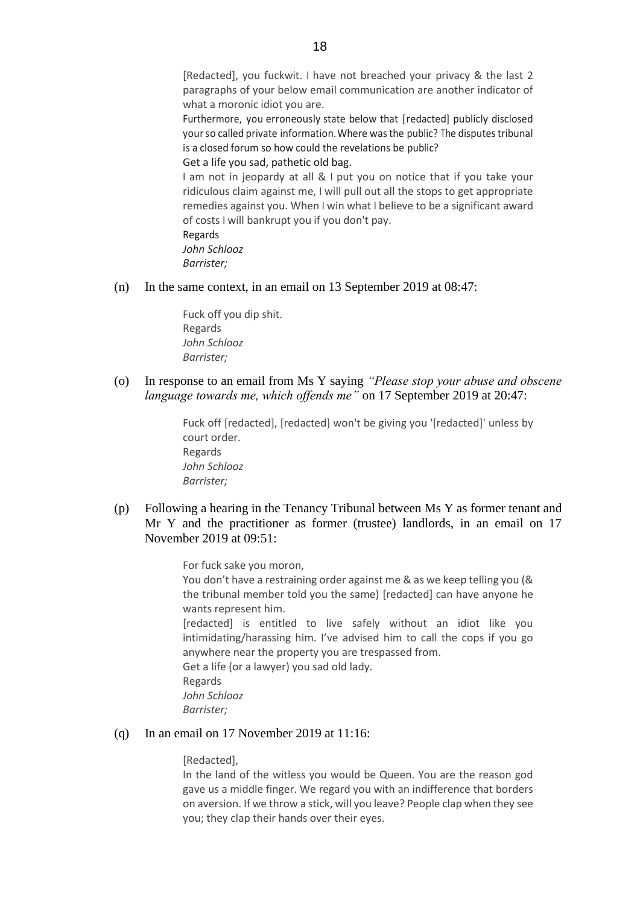> [Redacted], you fuckwit. I have not breached your privacy & the last 2 paragraphs of your below email communication are another indicator of what a moronic idiot you are.
> Furthermore, you erroneously state below that [redacted] publicly disclosed your so called private information. Where was the public? The disputes tribunal is a closed forum so how could the revelations be public?
> Get a life you sad, pathetic old bag.
> I am not in jeopardy at all & I put you on notice that if you take your ridiculous claim against me, I will pull out all the stops to get appropriate remedies against you. When I win what I believe to be a significant award of costs I will bankrupt you if you don't pay.
> Regards
> *John Schlooz*
> *Barrister;*

(n) In the same context, in an email on 13 September 2019 at 08:47:

> Fuck off you dip shit.
> Regards
> *John Schlooz*
> *Barrister;*

(o) In response to an email from Ms Y saying *"Please stop your abuse and obscene language towards me, which offends me"* on 17 September 2019 at 20:47:

> Fuck off [redacted], [redacted] won't be giving you '[redacted]' unless by court order.
> Regards
> *John Schlooz*
> *Barrister;*

(p) Following a hearing in the Tenancy Tribunal between Ms Y as former tenant and Mr Y and the practitioner as former (trustee) landlords, in an email on 17 November 2019 at 09:51:

> For fuck sake you moron,
> You don't have a restraining order against me & as we keep telling you (& the tribunal member told you the same) [redacted] can have anyone he wants represent him.
> [redacted] is entitled to live safely without an idiot like you intimidating/harassing him. I've advised him to call the cops if you go anywhere near the property you are trespassed from.
> Get a life (or a lawyer) you sad old lady.
> Regards
> *John Schlooz*
> *Barrister;*

(q) In an email on 17 November 2019 at 11:16:

> [Redacted],
> In the land of the witless you would be Queen. You are the reason god gave us a middle finger. We regard you with an indifference that borders on aversion. If we throw a stick, will you leave? People clap when they see you; they clap their hands over their eyes.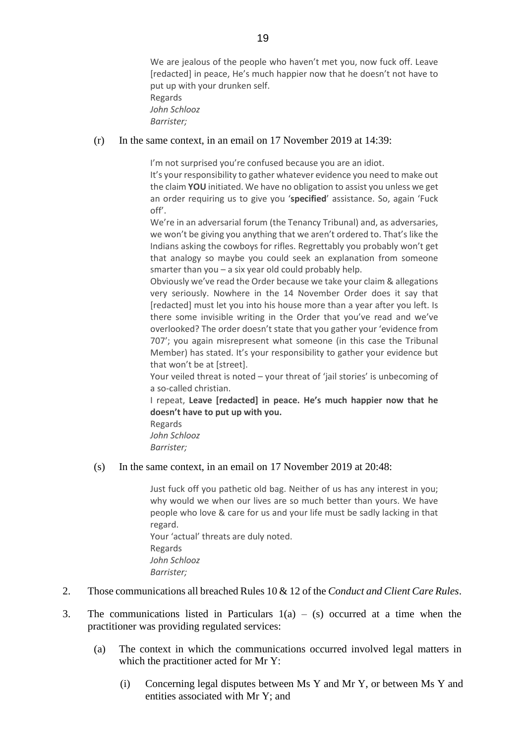> We are jealous of the people who haven't met you, now fuck off. Leave [redacted] in peace, He's much happier now that he doesn't not have to put up with your drunken self.
> Regards
> *John Schlooz*
> *Barrister;*

(r) In the same context, in an email on 17 November 2019 at 14:39:

> I'm not surprised you're confused because you are an idiot.
> It's your responsibility to gather whatever evidence you need to make out the claim **YOU** initiated. We have no obligation to assist you unless we get an order requiring us to give you '**specified**' assistance. So, again 'Fuck off'.
> We're in an adversarial forum (the Tenancy Tribunal) and, as adversaries, we won't be giving you anything that we aren't ordered to. That's like the Indians asking the cowboys for rifles. Regrettably you probably won't get that analogy so maybe you could seek an explanation from someone smarter than you – a six year old could probably help.
> Obviously we've read the Order because we take your claim & allegations very seriously. Nowhere in the 14 November Order does it say that [redacted] must let you into his house more than a year after you left. Is there some invisible writing in the Order that you've read and we've overlooked? The order doesn't state that you gather your 'evidence from 707'; you again misrepresent what someone (in this case the Tribunal Member) has stated. It's your responsibility to gather your evidence but that won't be at [street].
> Your veiled threat is noted – your threat of 'jail stories' is unbecoming of a so-called christian.
> I repeat, **Leave [redacted] in peace. He's much happier now that he doesn't have to put up with you.**
> Regards
> *John Schlooz*
> *Barrister;*

(s) In the same context, in an email on 17 November 2019 at 20:48:

> Just fuck off you pathetic old bag. Neither of us has any interest in you; why would we when our lives are so much better than yours. We have people who love & care for us and your life must be sadly lacking in that regard.
> Your 'actual' threats are duly noted.
> Regards
> *John Schlooz*
> *Barrister;*

2. Those communications all breached Rules 10 & 12 of the *Conduct and Client Care Rules*.

3. The communications listed in Particulars 1(a) – (s) occurred at a time when the practitioner was providing regulated services:

   (a) The context in which the communications occurred involved legal matters in which the practitioner acted for Mr Y:

      (i) Concerning legal disputes between Ms Y and Mr Y, or between Ms Y and entities associated with Mr Y; and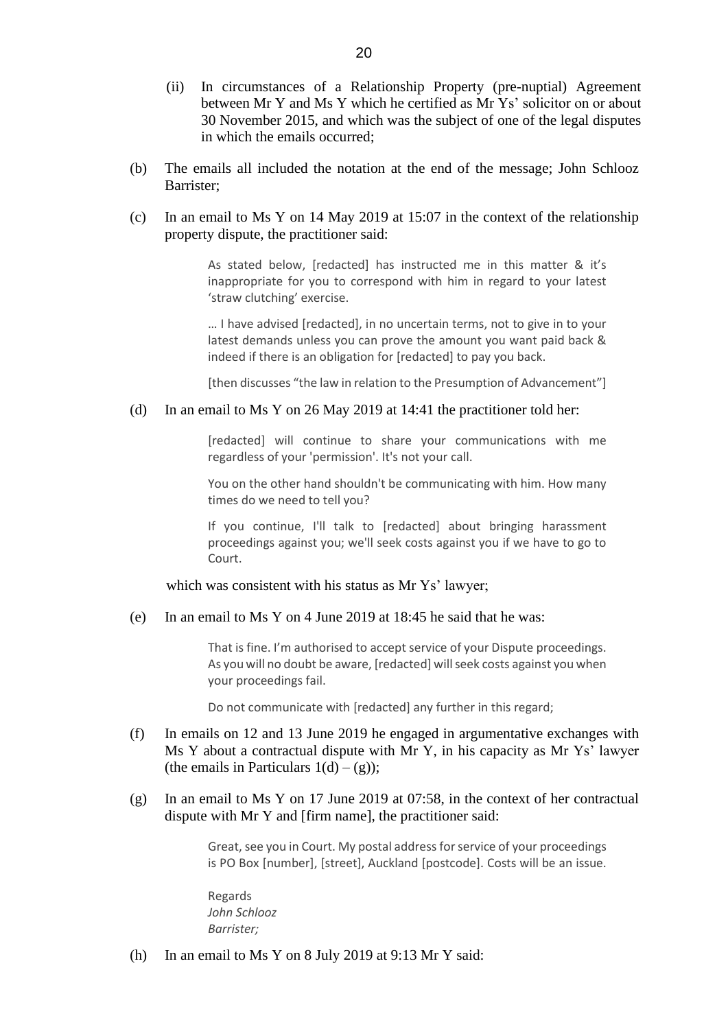(ii) In circumstances of a Relationship Property (pre-nuptial) Agreement between Mr Y and Ms Y which he certified as Mr Ys' solicitor on or about 30 November 2015, and which was the subject of one of the legal disputes in which the emails occurred;

(b) The emails all included the notation at the end of the message; John Schlooz Barrister;

(c) In an email to Ms Y on 14 May 2019 at 15:07 in the context of the relationship property dispute, the practitioner said:

> As stated below, [redacted] has instructed me in this matter & it's inappropriate for you to correspond with him in regard to your latest 'straw clutching' exercise.
>
> … I have advised [redacted], in no uncertain terms, not to give in to your latest demands unless you can prove the amount you want paid back & indeed if there is an obligation for [redacted] to pay you back.
>
> [then discusses "the law in relation to the Presumption of Advancement"]

(d) In an email to Ms Y on 26 May 2019 at 14:41 the practitioner told her:

> [redacted] will continue to share your communications with me regardless of your 'permission'. It's not your call.
>
> You on the other hand shouldn't be communicating with him. How many times do we need to tell you?
>
> If you continue, I'll talk to [redacted] about bringing harassment proceedings against you; we'll seek costs against you if we have to go to Court.

which was consistent with his status as Mr Ys' lawyer;

(e) In an email to Ms Y on 4 June 2019 at 18:45 he said that he was:

> That is fine. I'm authorised to accept service of your Dispute proceedings. As you will no doubt be aware, [redacted] will seek costs against you when your proceedings fail.
>
> Do not communicate with [redacted] any further in this regard;

(f) In emails on 12 and 13 June 2019 he engaged in argumentative exchanges with Ms Y about a contractual dispute with Mr Y, in his capacity as Mr Ys' lawyer (the emails in Particulars 1(d) – (g));

(g) In an email to Ms Y on 17 June 2019 at 07:58, in the context of her contractual dispute with Mr Y and [firm name], the practitioner said:

> Great, see you in Court. My postal address for service of your proceedings is PO Box [number], [street], Auckland [postcode]. Costs will be an issue.
>
> Regards
> *John Schlooz*
> *Barrister;*

(h) In an email to Ms Y on 8 July 2019 at 9:13 Mr Y said: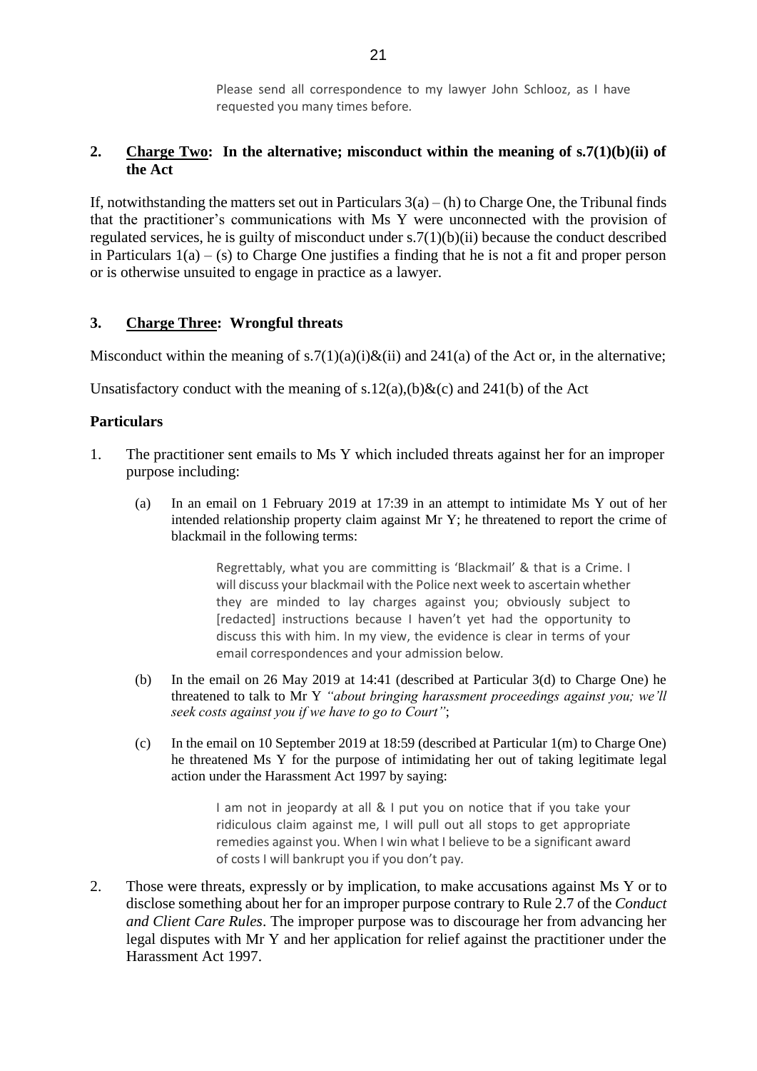> Please send all correspondence to my lawyer John Schlooz, as I have requested you many times before.

## 2. Charge Two: In the alternative; misconduct within the meaning of s.7(1)(b)(ii) of the Act

If, notwithstanding the matters set out in Particulars 3(a) – (h) to Charge One, the Tribunal finds that the practitioner's communications with Ms Y were unconnected with the provision of regulated services, he is guilty of misconduct under s.7(1)(b)(ii) because the conduct described in Particulars 1(a) – (s) to Charge One justifies a finding that he is not a fit and proper person or is otherwise unsuited to engage in practice as a lawyer.

## 3. Charge Three: Wrongful threats

Misconduct within the meaning of s.7(1)(a)(i)&(ii) and 241(a) of the Act or, in the alternative;

Unsatisfactory conduct with the meaning of s.12(a),(b)&(c) and 241(b) of the Act

### Particulars

1. The practitioner sent emails to Ms Y which included threats against her for an improper purpose including:

   (a) In an email on 1 February 2019 at 17:39 in an attempt to intimidate Ms Y out of her intended relationship property claim against Mr Y; he threatened to report the crime of blackmail in the following terms:

   > Regrettably, what you are committing is 'Blackmail' & that is a Crime. I will discuss your blackmail with the Police next week to ascertain whether they are minded to lay charges against you; obviously subject to [redacted] instructions because I haven't yet had the opportunity to discuss this with him. In my view, the evidence is clear in terms of your email correspondences and your admission below.

   (b) In the email on 26 May 2019 at 14:41 (described at Particular 3(d) to Charge One) he threatened to talk to Mr Y *"about bringing harassment proceedings against you; we'll seek costs against you if we have to go to Court"*;

   (c) In the email on 10 September 2019 at 18:59 (described at Particular 1(m) to Charge One) he threatened Ms Y for the purpose of intimidating her out of taking legitimate legal action under the Harassment Act 1997 by saying:

   > I am not in jeopardy at all & I put you on notice that if you take your ridiculous claim against me, I will pull out all stops to get appropriate remedies against you. When I win what I believe to be a significant award of costs I will bankrupt you if you don't pay.

2. Those were threats, expressly or by implication, to make accusations against Ms Y or to disclose something about her for an improper purpose contrary to Rule 2.7 of the *Conduct and Client Care Rules*. The improper purpose was to discourage her from advancing her legal disputes with Mr Y and her application for relief against the practitioner under the Harassment Act 1997.